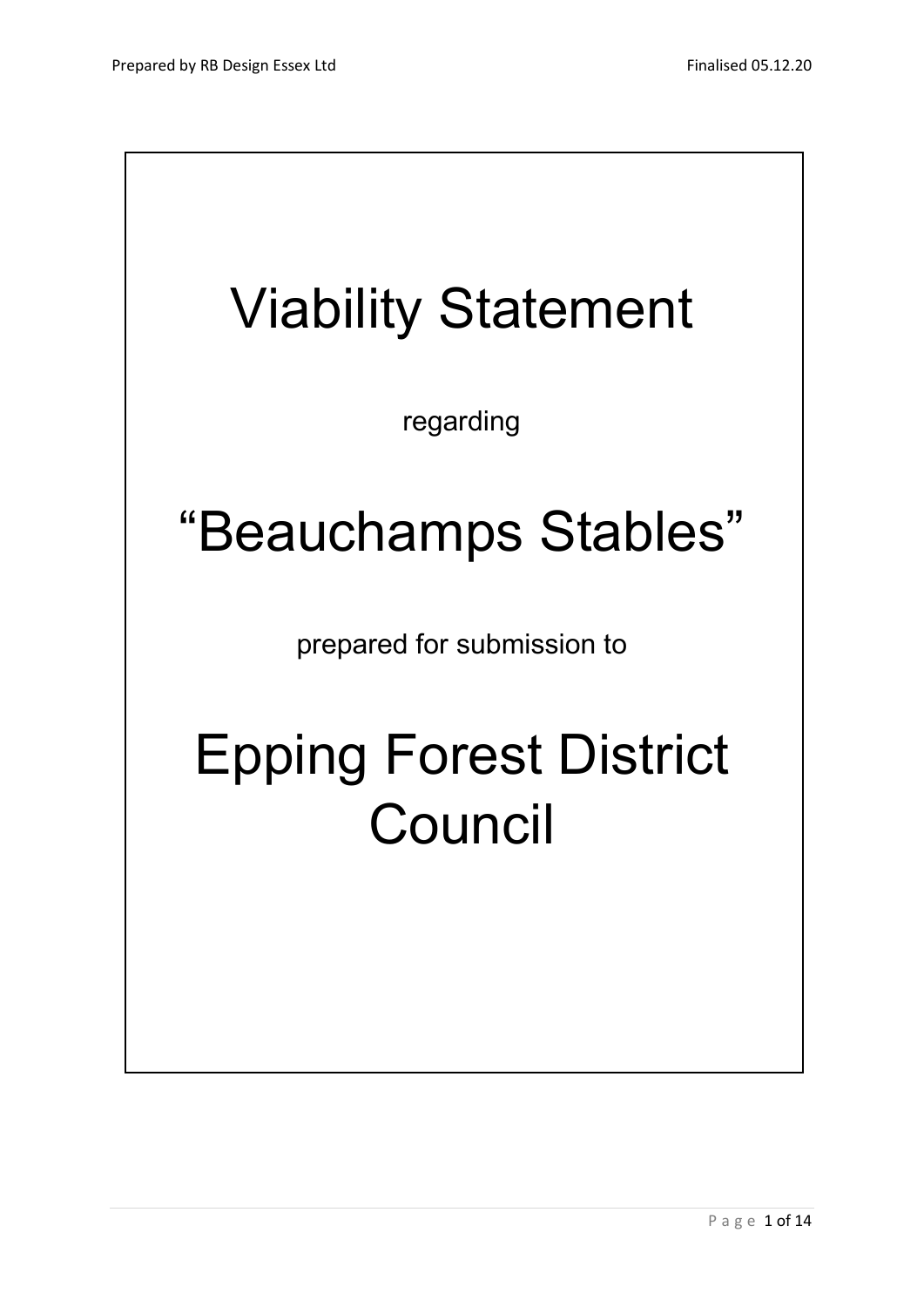# Viability Statement

regarding

# "Beauchamps Stables"

prepared for submission to

# Epping Forest District Council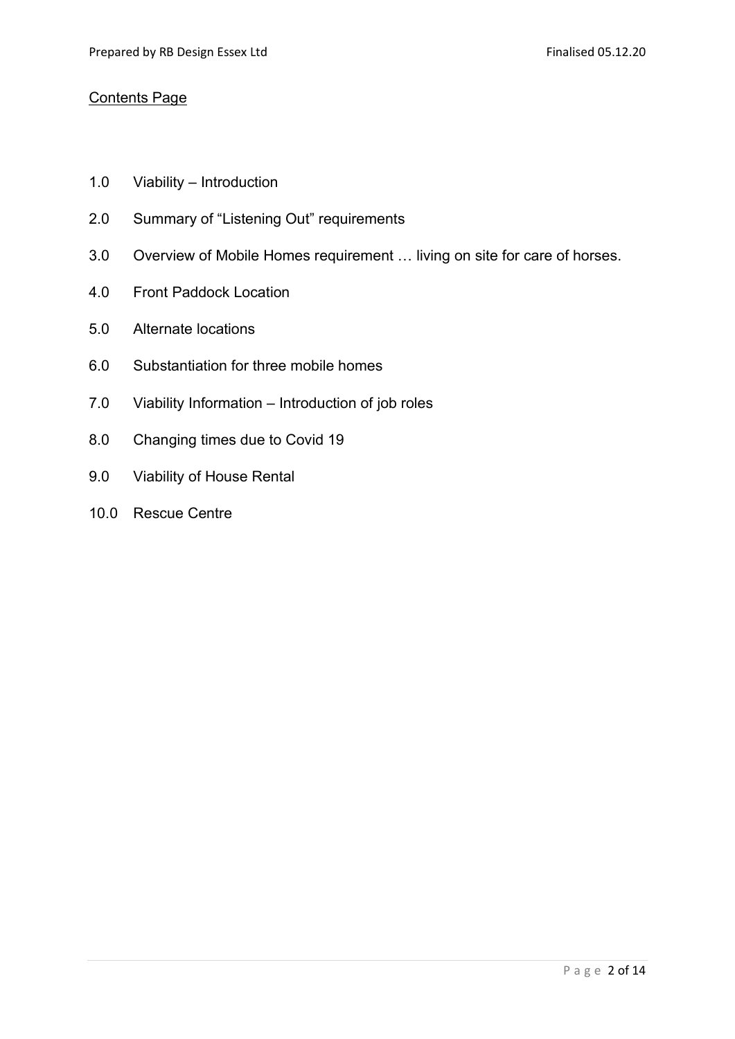## Contents Page

1.0 Viability – Introduction

2.0 Summary of "Listening Out" requirements

3.0 Overview of Mobile Homes requirement … living on site for care of horses.

4.0 Front Paddock Location

5.0 Alternate locations

6.0 Substantiation for three mobile homes

7.0 Viability Information – Introduction of job roles

8.0 Changing times due to Covid 19

9.0 Viability of House Rental

10.0 Rescue Centre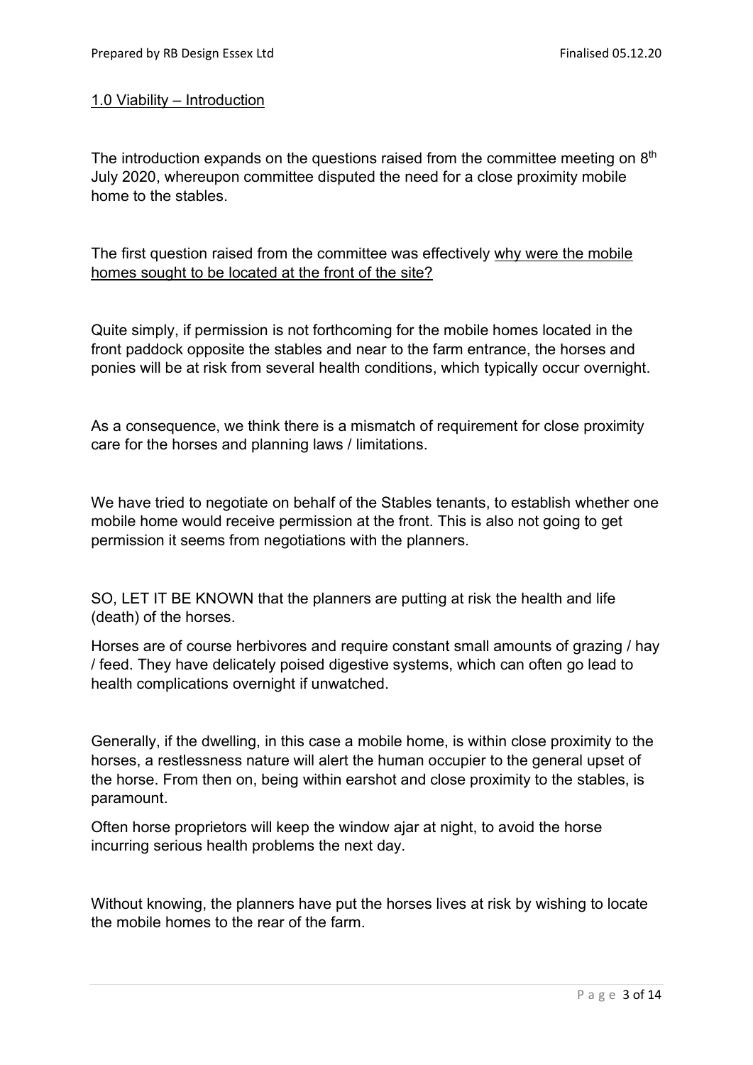## 1.0 Viability – Introduction

The introduction expands on the questions raised from the committee meeting on 8th July 2020, whereupon committee disputed the need for a close proximity mobile home to the stables.

The first question raised from the committee was effectively <u>why were the mobile homes sought to be located at the front of the site?</u>

Quite simply, if permission is not forthcoming for the mobile homes located in the front paddock opposite the stables and near to the farm entrance, the horses and ponies will be at risk from several health conditions, which typically occur overnight.

As a consequence, we think there is a mismatch of requirement for close proximity care for the horses and planning laws / limitations.

We have tried to negotiate on behalf of the Stables tenants, to establish whether one mobile home would receive permission at the front. This is also not going to get permission it seems from negotiations with the planners.

SO, LET IT BE KNOWN that the planners are putting at risk the health and life (death) of the horses.

Horses are of course herbivores and require constant small amounts of grazing / hay / feed. They have delicately poised digestive systems, which can often go lead to health complications overnight if unwatched.

Generally, if the dwelling, in this case a mobile home, is within close proximity to the horses, a restlessness nature will alert the human occupier to the general upset of the horse. From then on, being within earshot and close proximity to the stables, is paramount.

Often horse proprietors will keep the window ajar at night, to avoid the horse incurring serious health problems the next day.

Without knowing, the planners have put the horses lives at risk by wishing to locate the mobile homes to the rear of the farm.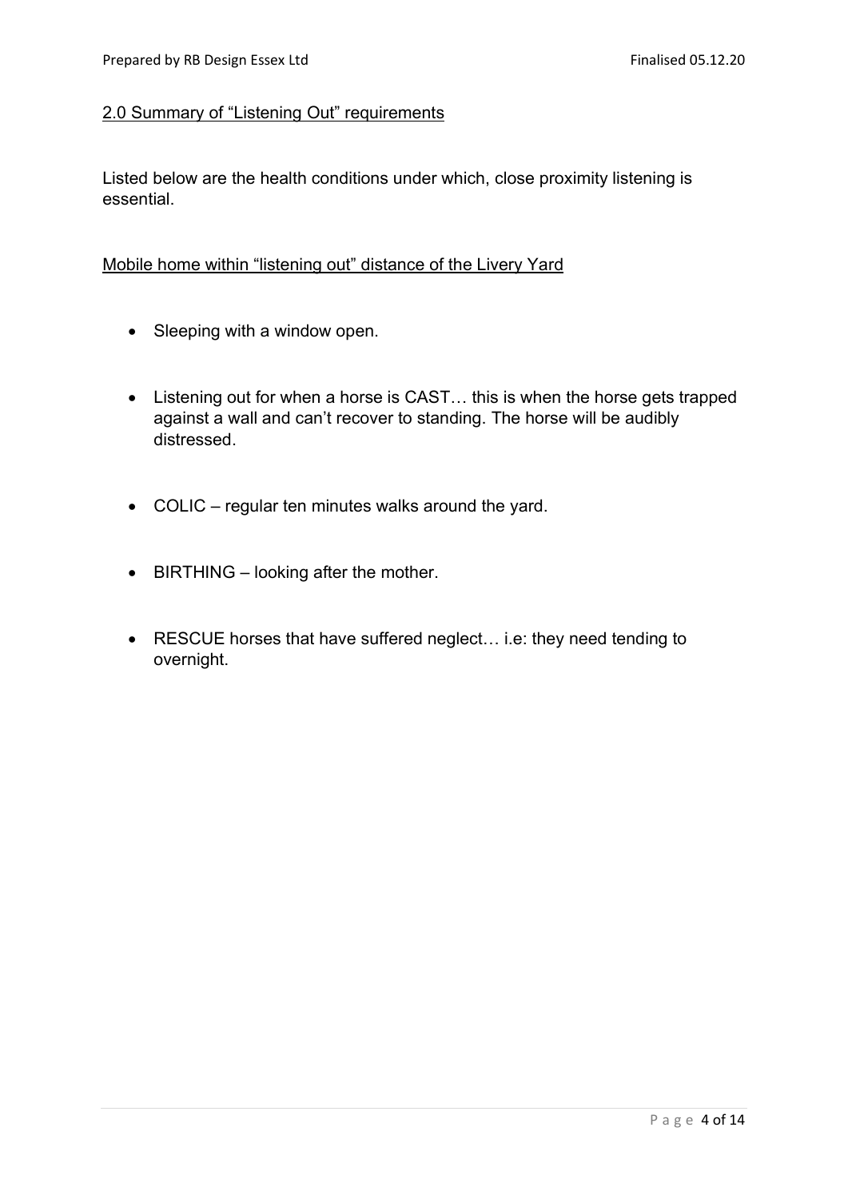## 2.0 Summary of "Listening Out" requirements

Listed below are the health conditions under which, close proximity listening is essential.

### Mobile home within "listening out" distance of the Livery Yard

- Sleeping with a window open.
- Listening out for when a horse is CAST… this is when the horse gets trapped against a wall and can't recover to standing. The horse will be audibly distressed.
- COLIC – regular ten minutes walks around the yard.
- BIRTHING – looking after the mother.
- RESCUE horses that have suffered neglect… i.e: they need tending to overnight.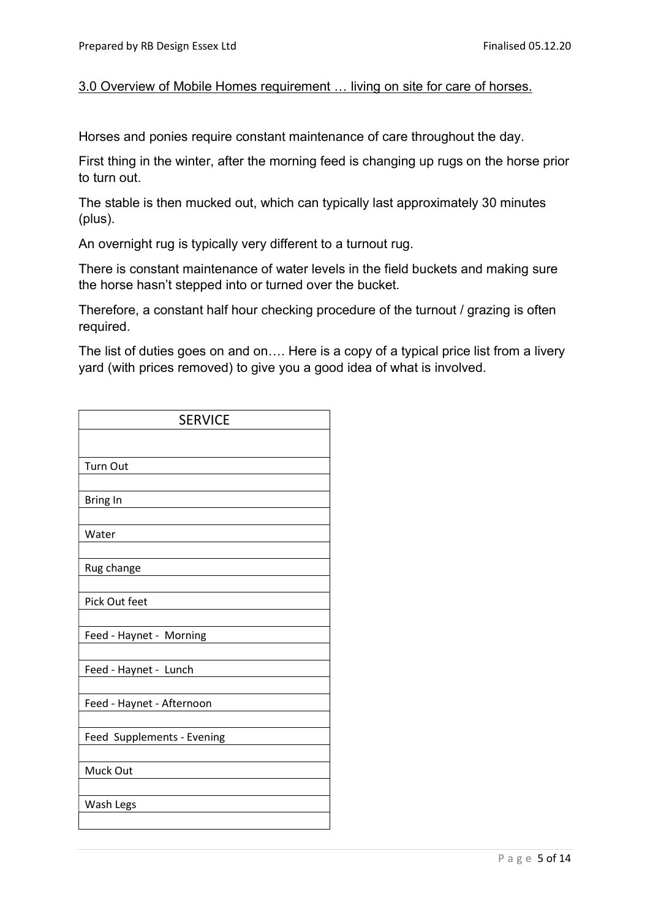## 3.0 Overview of Mobile Homes requirement … living on site for care of horses.

Horses and ponies require constant maintenance of care throughout the day.

First thing in the winter, after the morning feed is changing up rugs on the horse prior to turn out.

The stable is then mucked out, which can typically last approximately 30 minutes (plus).

An overnight rug is typically very different to a turnout rug.

There is constant maintenance of water levels in the field buckets and making sure the horse hasn't stepped into or turned over the bucket.

Therefore, a constant half hour checking procedure of the turnout / grazing is often required.

The list of duties goes on and on…. Here is a copy of a typical price list from a livery yard (with prices removed) to give you a good idea of what is involved.

| SERVICE |
| --- |
| |
| Turn Out |
| |
| Bring In |
| |
| Water |
| |
| Rug change |
| |
| Pick Out feet |
| |
| Feed - Haynet - Morning |
| |
| Feed - Haynet - Lunch |
| |
| Feed - Haynet - Afternoon |
| |
| Feed Supplements - Evening |
| |
| Muck Out |
| |
| Wash Legs |
| |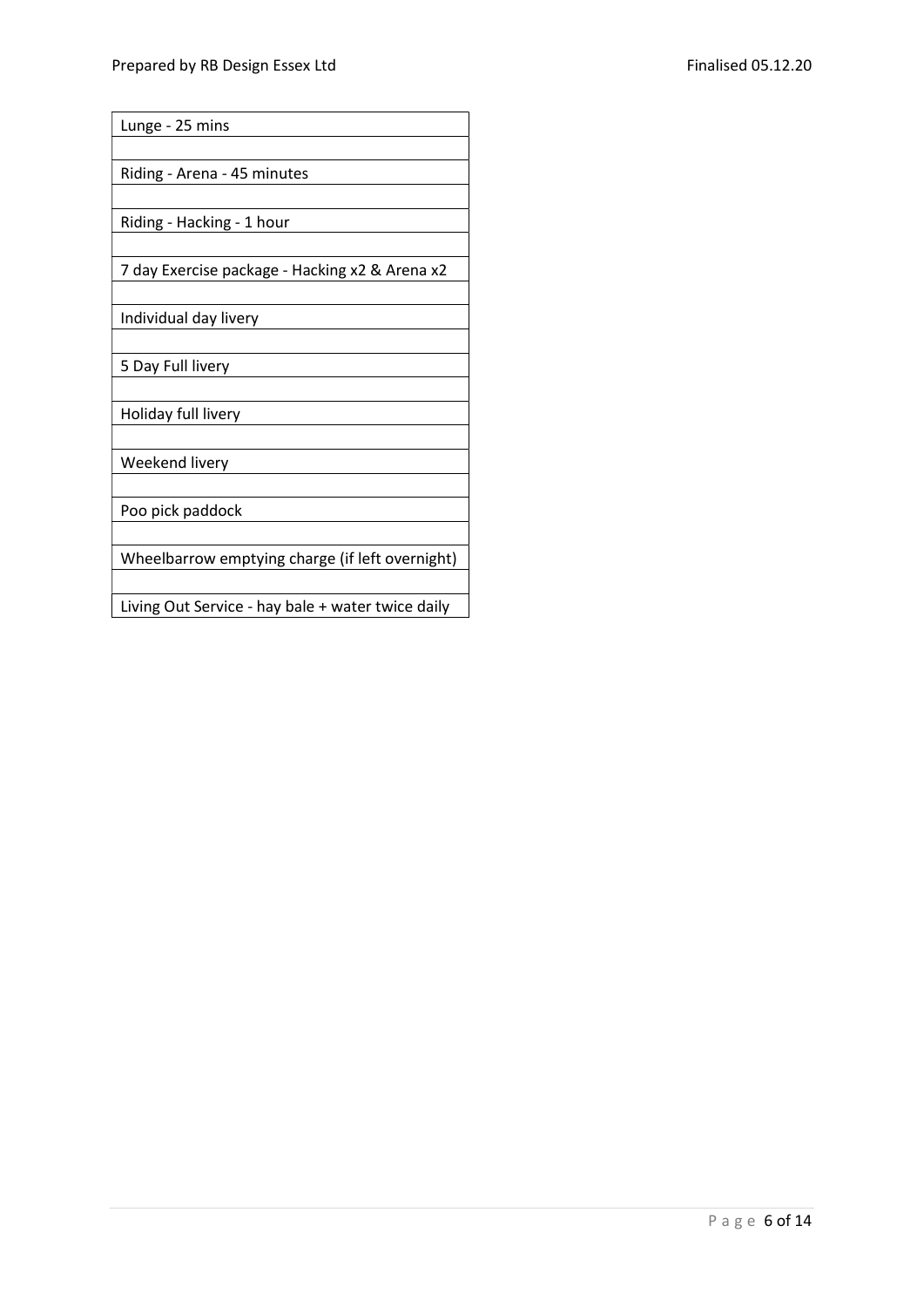| Lunge - 25 mins |
| --- |
| |
| Riding - Arena - 45 minutes |
| |
| Riding - Hacking - 1 hour |
| |
| 7 day Exercise package - Hacking x2 & Arena x2 |
| |
| Individual day livery |
| |
| 5 Day Full livery |
| |
| Holiday full livery |
| |
| Weekend livery |
| |
| Poo pick paddock |
| |
| Wheelbarrow emptying charge (if left overnight) |
| |
| Living Out Service - hay bale + water twice daily |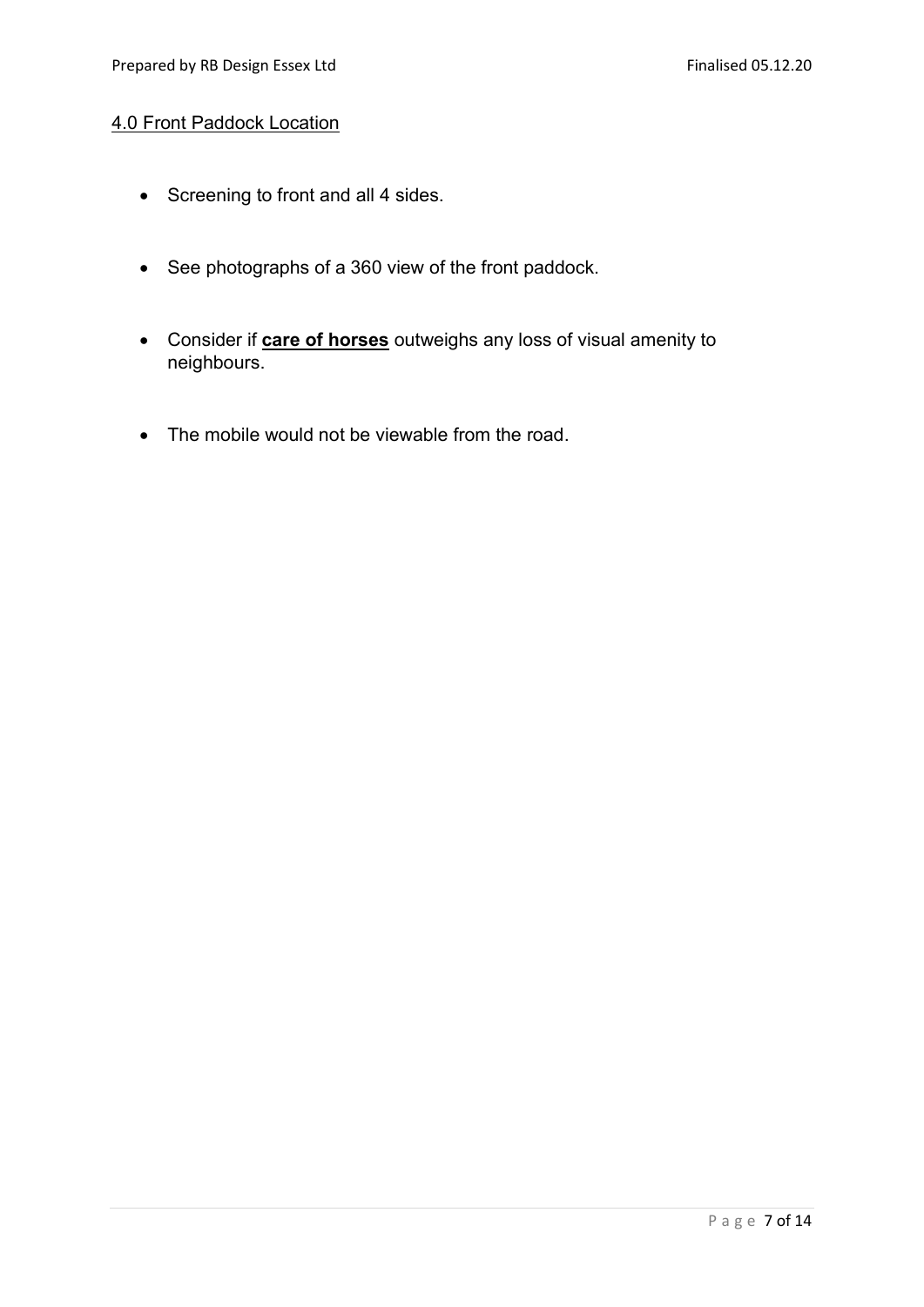## 4.0 Front Paddock Location

- Screening to front and all 4 sides.
- See photographs of a 360 view of the front paddock.
- Consider if **care of horses** outweighs any loss of visual amenity to neighbours.
- The mobile would not be viewable from the road.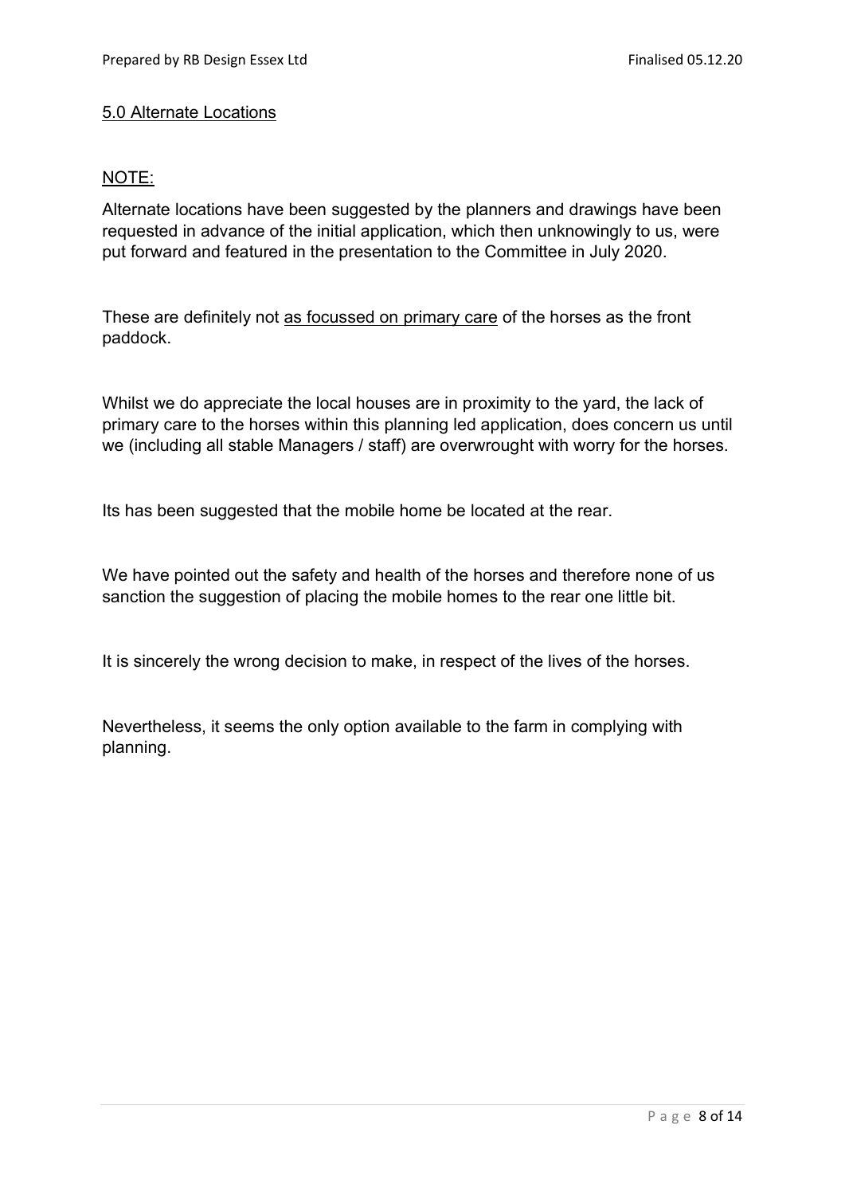## 5.0 Alternate Locations

NOTE:

Alternate locations have been suggested by the planners and drawings have been requested in advance of the initial application, which then unknowingly to us, were put forward and featured in the presentation to the Committee in July 2020.

These are definitely not as focussed on primary care of the horses as the front paddock.

Whilst we do appreciate the local houses are in proximity to the yard, the lack of primary care to the horses within this planning led application, does concern us until we (including all stable Managers / staff) are overwrought with worry for the horses.

Its has been suggested that the mobile home be located at the rear.

We have pointed out the safety and health of the horses and therefore none of us sanction the suggestion of placing the mobile homes to the rear one little bit.

It is sincerely the wrong decision to make, in respect of the lives of the horses.

Nevertheless, it seems the only option available to the farm in complying with planning.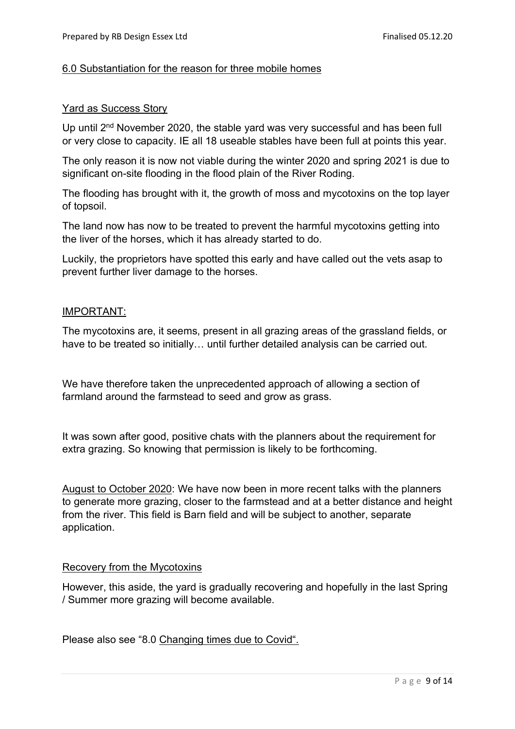## 6.0 Substantiation for the reason for three mobile homes

### Yard as Success Story

Up until 2nd November 2020, the stable yard was very successful and has been full or very close to capacity. IE all 18 useable stables have been full at points this year.

The only reason it is now not viable during the winter 2020 and spring 2021 is due to significant on-site flooding in the flood plain of the River Roding.

The flooding has brought with it, the growth of moss and mycotoxins on the top layer of topsoil.

The land now has now to be treated to prevent the harmful mycotoxins getting into the liver of the horses, which it has already started to do.

Luckily, the proprietors have spotted this early and have called out the vets asap to prevent further liver damage to the horses.

### IMPORTANT:

The mycotoxins are, it seems, present in all grazing areas of the grassland fields, or have to be treated so initially… until further detailed analysis can be carried out.

We have therefore taken the unprecedented approach of allowing a section of farmland around the farmstead to seed and grow as grass.

It was sown after good, positive chats with the planners about the requirement for extra grazing. So knowing that permission is likely to be forthcoming.

August to October 2020: We have now been in more recent talks with the planners to generate more grazing, closer to the farmstead and at a better distance and height from the river. This field is Barn field and will be subject to another, separate application.

### Recovery from the Mycotoxins

However, this aside, the yard is gradually recovering and hopefully in the last Spring / Summer more grazing will become available.

Please also see "8.0 Changing times due to Covid".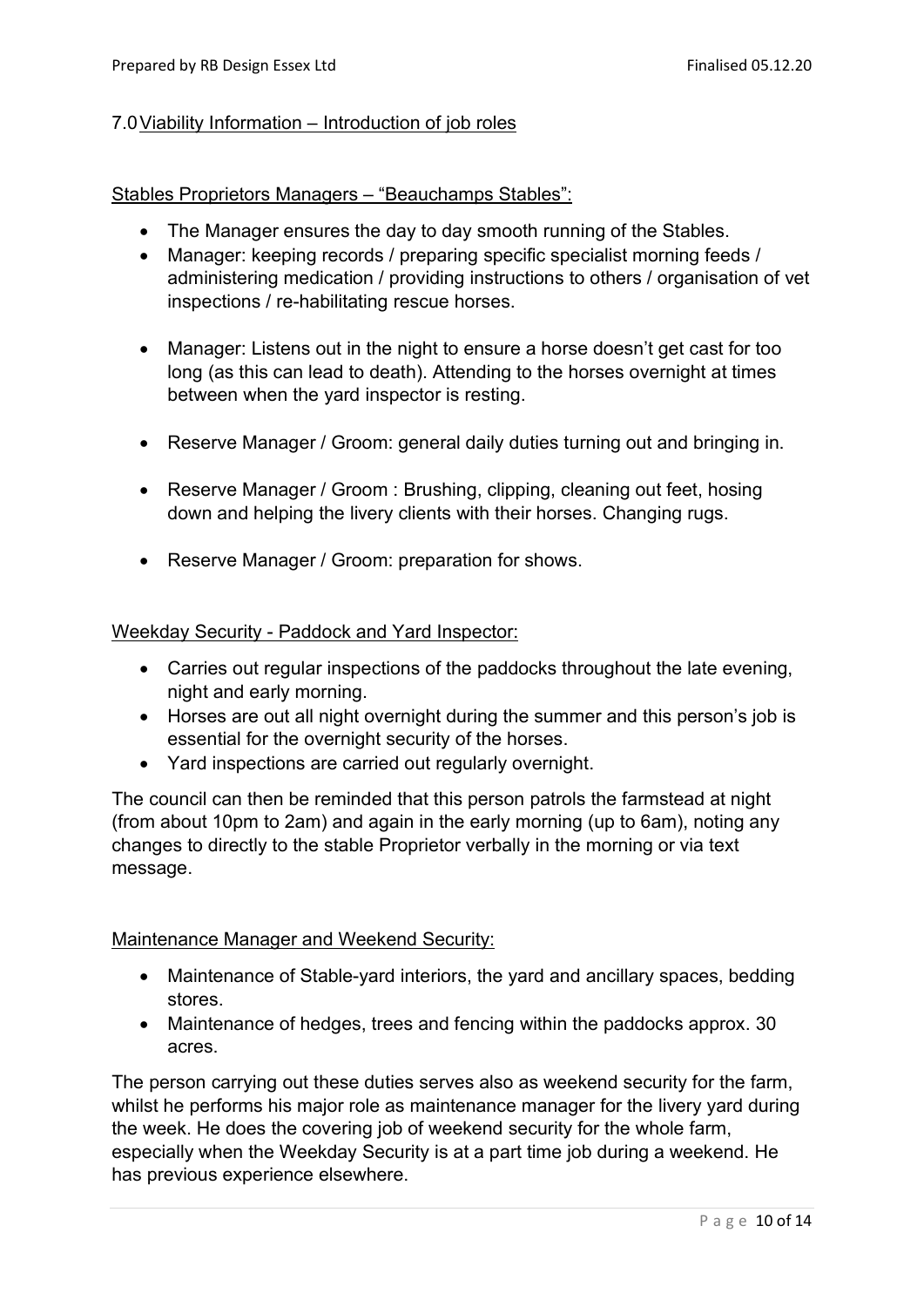## 7.0 Viability Information – Introduction of job roles

Stables Proprietors Managers – "Beauchamps Stables":

- The Manager ensures the day to day smooth running of the Stables.
- Manager: keeping records / preparing specific specialist morning feeds / administering medication / providing instructions to others / organisation of vet inspections / re-habilitating rescue horses.
- Manager: Listens out in the night to ensure a horse doesn't get cast for too long (as this can lead to death). Attending to the horses overnight at times between when the yard inspector is resting.
- Reserve Manager / Groom: general daily duties turning out and bringing in.
- Reserve Manager / Groom : Brushing, clipping, cleaning out feet, hosing down and helping the livery clients with their horses. Changing rugs.
- Reserve Manager / Groom: preparation for shows.

Weekday Security - Paddock and Yard Inspector:

- Carries out regular inspections of the paddocks throughout the late evening, night and early morning.
- Horses are out all night overnight during the summer and this person's job is essential for the overnight security of the horses.
- Yard inspections are carried out regularly overnight.

The council can then be reminded that this person patrols the farmstead at night (from about 10pm to 2am) and again in the early morning (up to 6am), noting any changes to directly to the stable Proprietor verbally in the morning or via text message.

Maintenance Manager and Weekend Security:

- Maintenance of Stable-yard interiors, the yard and ancillary spaces, bedding stores.
- Maintenance of hedges, trees and fencing within the paddocks approx. 30 acres.

The person carrying out these duties serves also as weekend security for the farm, whilst he performs his major role as maintenance manager for the livery yard during the week. He does the covering job of weekend security for the whole farm, especially when the Weekday Security is at a part time job during a weekend. He has previous experience elsewhere.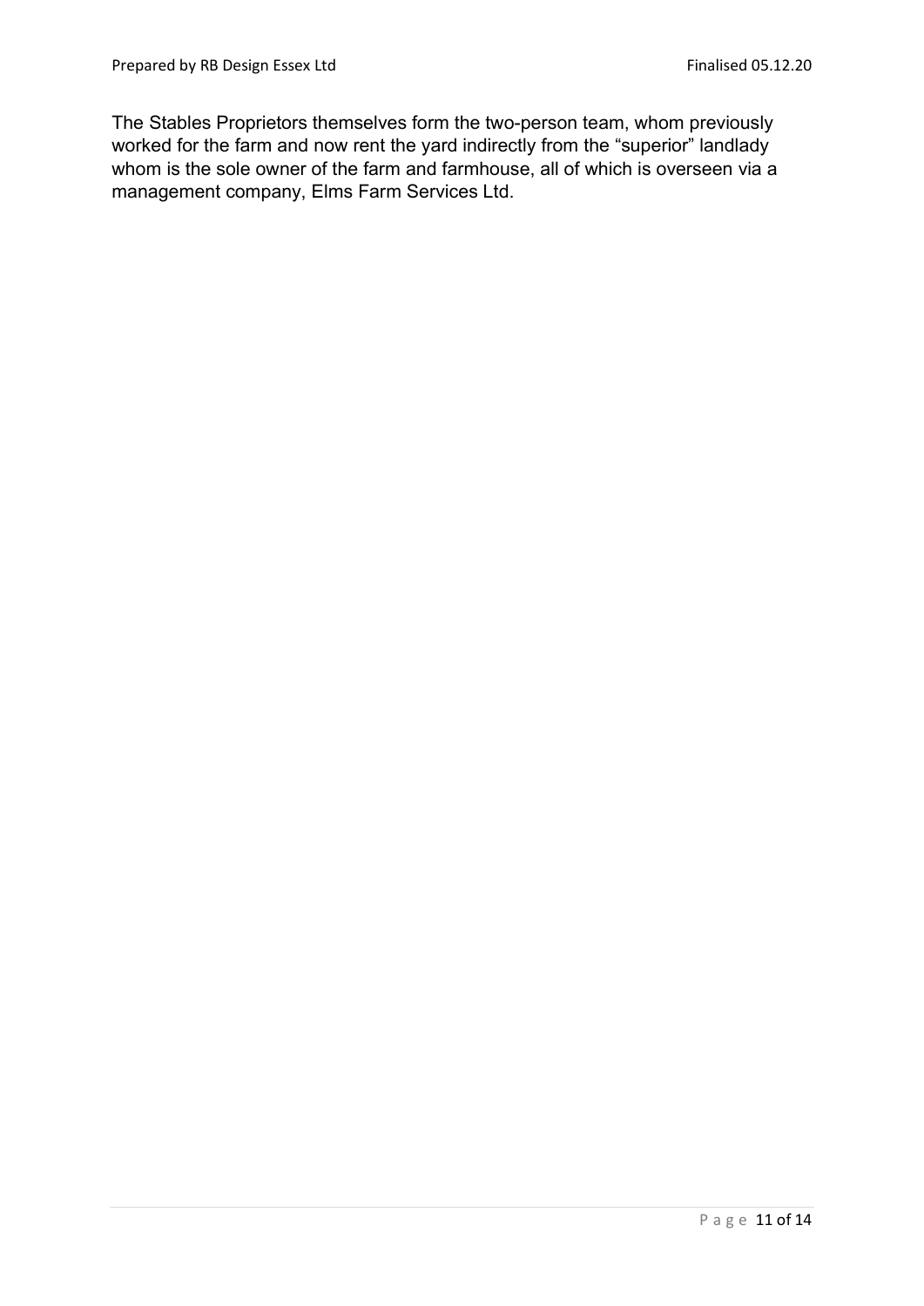The Stables Proprietors themselves form the two-person team, whom previously worked for the farm and now rent the yard indirectly from the “superior” landlady whom is the sole owner of the farm and farmhouse, all of which is overseen via a management company, Elms Farm Services Ltd.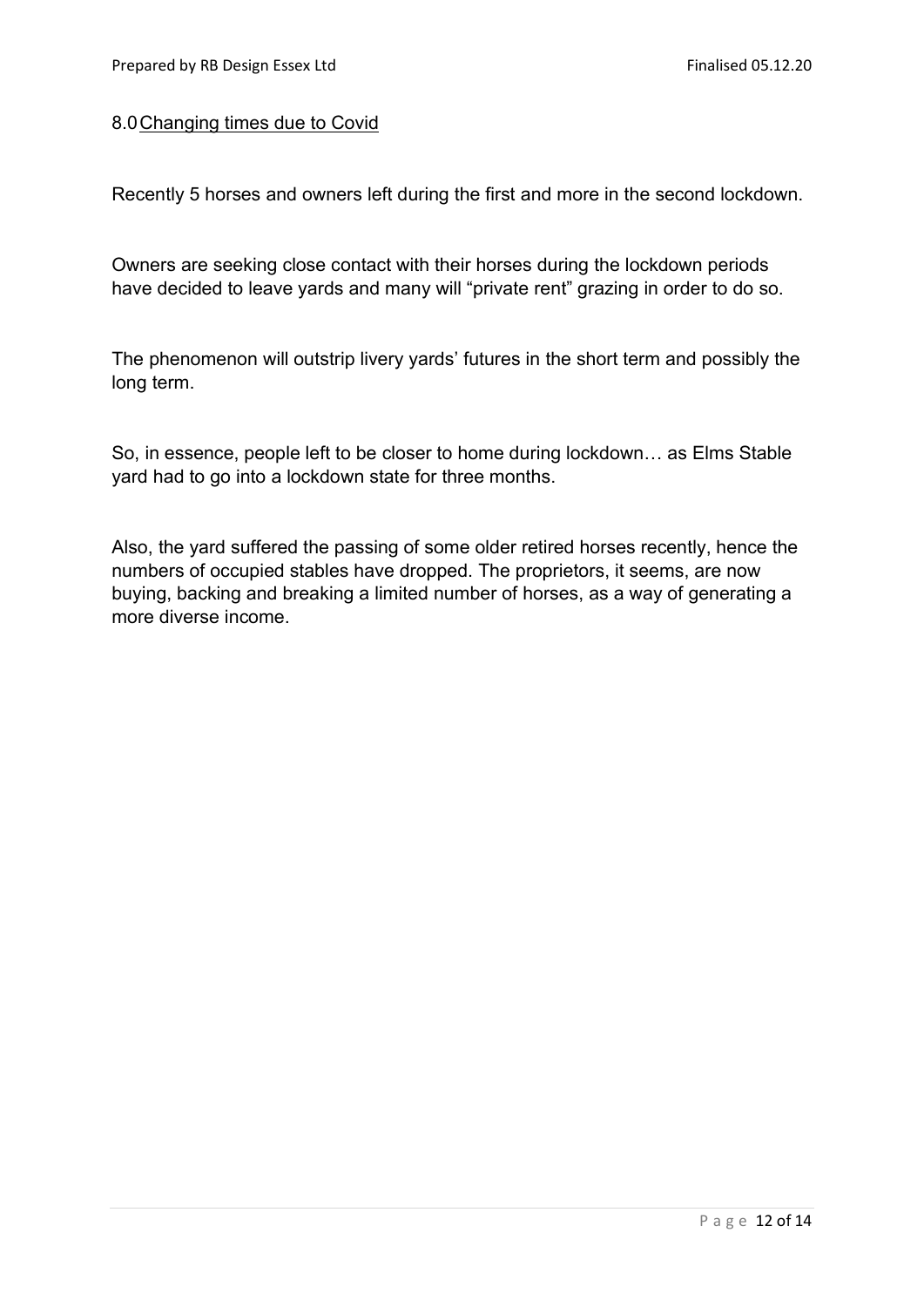## 8.0 Changing times due to Covid

Recently 5 horses and owners left during the first and more in the second lockdown.

Owners are seeking close contact with their horses during the lockdown periods have decided to leave yards and many will "private rent" grazing in order to do so.

The phenomenon will outstrip livery yards' futures in the short term and possibly the long term.

So, in essence, people left to be closer to home during lockdown… as Elms Stable yard had to go into a lockdown state for three months.

Also, the yard suffered the passing of some older retired horses recently, hence the numbers of occupied stables have dropped. The proprietors, it seems, are now buying, backing and breaking a limited number of horses, as a way of generating a more diverse income.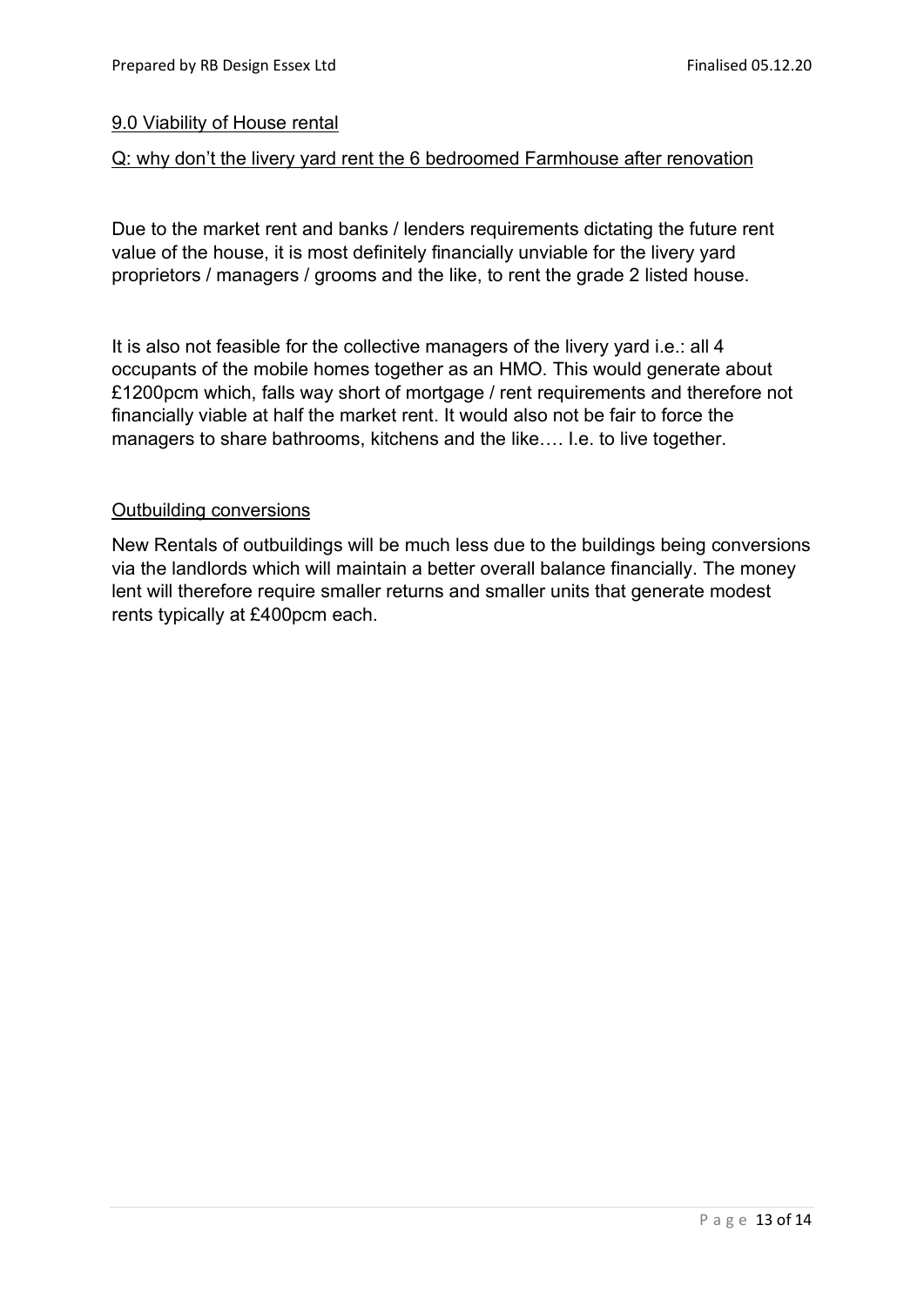## 9.0 Viability of House rental

Q: why don't the livery yard rent the 6 bedroomed Farmhouse after renovation

Due to the market rent and banks / lenders requirements dictating the future rent value of the house, it is most definitely financially unviable for the livery yard proprietors / managers / grooms and the like, to rent the grade 2 listed house.

It is also not feasible for the collective managers of the livery yard i.e.: all 4 occupants of the mobile homes together as an HMO. This would generate about £1200pcm which, falls way short of mortgage / rent requirements and therefore not financially viable at half the market rent. It would also not be fair to force the managers to share bathrooms, kitchens and the like…. I.e. to live together.

### Outbuilding conversions

New Rentals of outbuildings will be much less due to the buildings being conversions via the landlords which will maintain a better overall balance financially. The money lent will therefore require smaller returns and smaller units that generate modest rents typically at £400pcm each.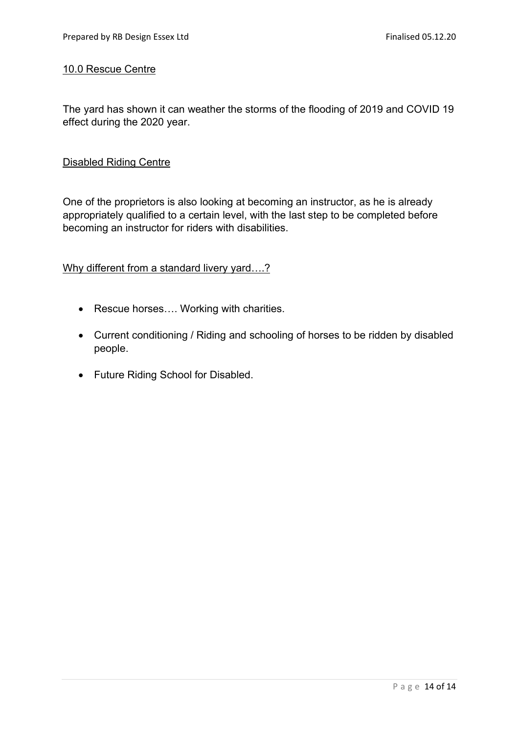## 10.0 Rescue Centre

The yard has shown it can weather the storms of the flooding of 2019 and COVID 19 effect during the 2020 year.

### Disabled Riding Centre

One of the proprietors is also looking at becoming an instructor, as he is already appropriately qualified to a certain level, with the last step to be completed before becoming an instructor for riders with disabilities.

### Why different from a standard livery yard….?

- Rescue horses…. Working with charities.
- Current conditioning / Riding and schooling of horses to be ridden by disabled people.
- Future Riding School for Disabled.